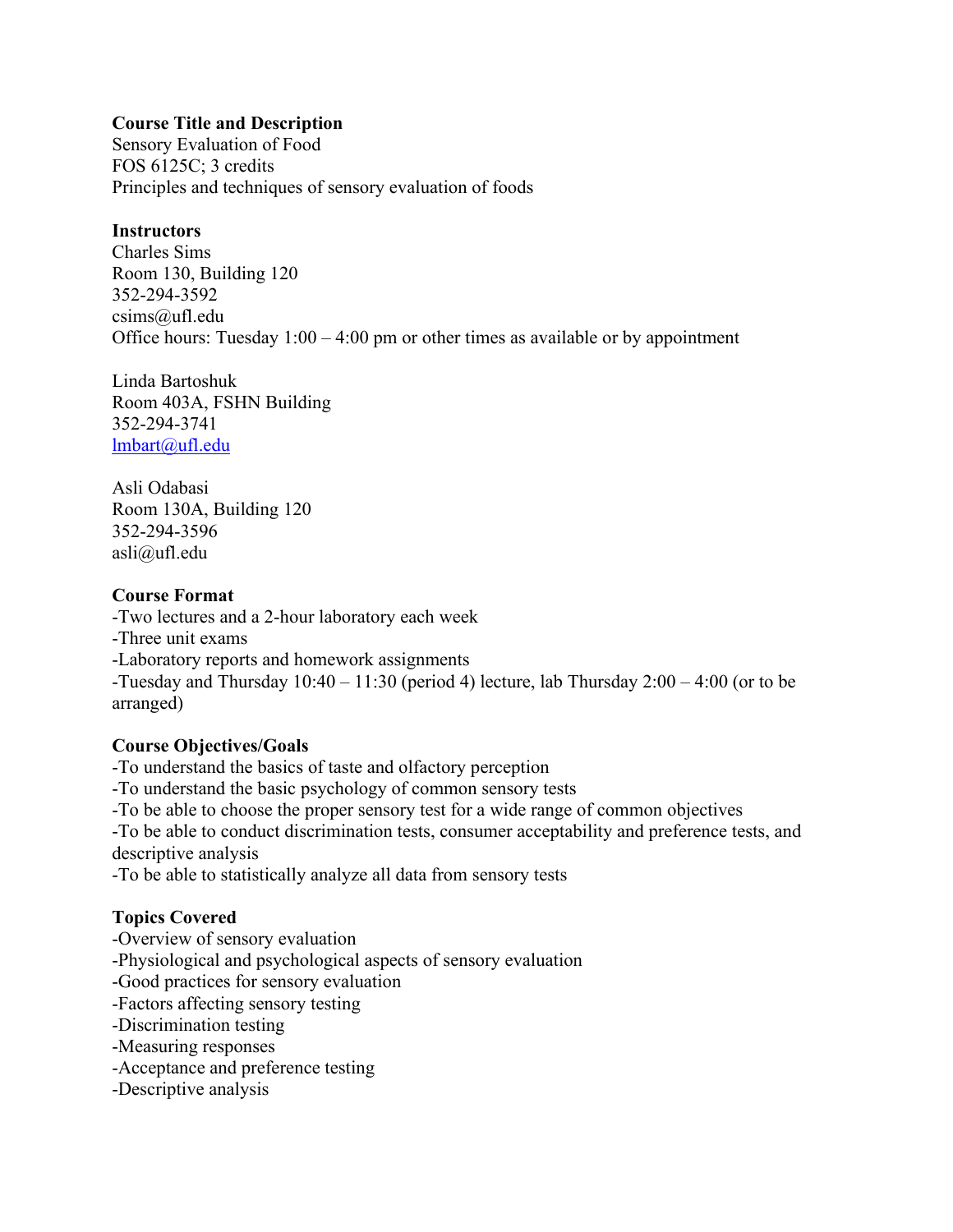**Course Title and Description**

Sensory Evaluation of Food
FOS 6125C; 3 credits
Principles and techniques of sensory evaluation of foods

**Instructors**

Charles Sims
Room 130, Building 120
352-294-3592
csims@ufl.edu
Office hours: Tuesday 1:00 – 4:00 pm or other times as available or by appointment

Linda Bartoshuk
Room 403A, FSHN Building
352-294-3741
lmbart@ufl.edu

Asli Odabasi
Room 130A, Building 120
352-294-3596
asli@ufl.edu

**Course Format**

-Two lectures and a 2-hour laboratory each week
-Three unit exams
-Laboratory reports and homework assignments
-Tuesday and Thursday 10:40 – 11:30 (period 4) lecture, lab Thursday 2:00 – 4:00 (or to be arranged)

**Course Objectives/Goals**

-To understand the basics of taste and olfactory perception
-To understand the basic psychology of common sensory tests
-To be able to choose the proper sensory test for a wide range of common objectives
-To be able to conduct discrimination tests, consumer acceptability and preference tests, and descriptive analysis
-To be able to statistically analyze all data from sensory tests

**Topics Covered**

-Overview of sensory evaluation
-Physiological and psychological aspects of sensory evaluation
-Good practices for sensory evaluation
-Factors affecting sensory testing
-Discrimination testing
-Measuring responses
-Acceptance and preference testing
-Descriptive analysis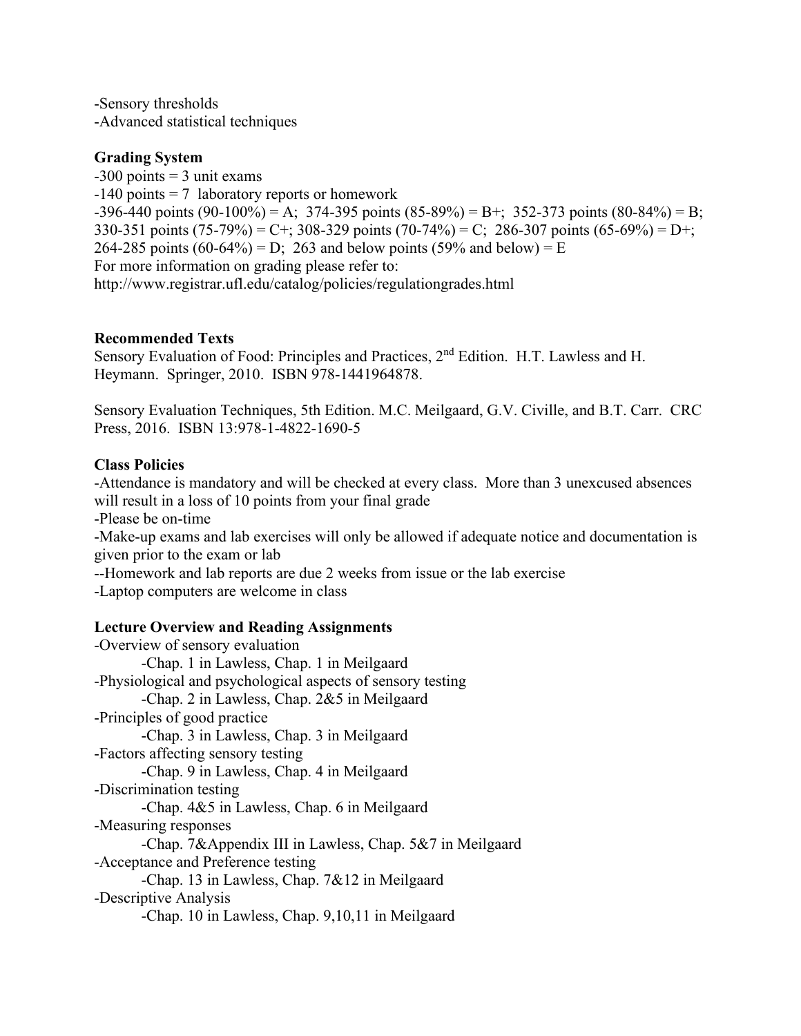-Sensory thresholds
-Advanced statistical techniques

**Grading System**

-300 points = 3 unit exams
-140 points = 7 laboratory reports or homework
-396-440 points (90-100%) = A; 374-395 points (85-89%) = B+; 352-373 points (80-84%) = B; 330-351 points (75-79%) = C+; 308-329 points (70-74%) = C; 286-307 points (65-69%) = D+; 264-285 points (60-64%) = D; 263 and below points (59% and below) = E
For more information on grading please refer to:
http://www.registrar.ufl.edu/catalog/policies/regulationgrades.html

**Recommended Texts**

Sensory Evaluation of Food: Principles and Practices, 2nd Edition. H.T. Lawless and H. Heymann. Springer, 2010. ISBN 978-1441964878.

Sensory Evaluation Techniques, 5th Edition. M.C. Meilgaard, G.V. Civille, and B.T. Carr. CRC Press, 2016. ISBN 13:978-1-4822-1690-5

**Class Policies**

-Attendance is mandatory and will be checked at every class. More than 3 unexcused absences will result in a loss of 10 points from your final grade
-Please be on-time
-Make-up exams and lab exercises will only be allowed if adequate notice and documentation is given prior to the exam or lab
--Homework and lab reports are due 2 weeks from issue or the lab exercise
-Laptop computers are welcome in class

**Lecture Overview and Reading Assignments**

-Overview of sensory evaluation
    -Chap. 1 in Lawless, Chap. 1 in Meilgaard
-Physiological and psychological aspects of sensory testing
    -Chap. 2 in Lawless, Chap. 2&5 in Meilgaard
-Principles of good practice
    -Chap. 3 in Lawless, Chap. 3 in Meilgaard
-Factors affecting sensory testing
    -Chap. 9 in Lawless, Chap. 4 in Meilgaard
-Discrimination testing
    -Chap. 4&5 in Lawless, Chap. 6 in Meilgaard
-Measuring responses
    -Chap. 7&Appendix III in Lawless, Chap. 5&7 in Meilgaard
-Acceptance and Preference testing
    -Chap. 13 in Lawless, Chap. 7&12 in Meilgaard
-Descriptive Analysis
    -Chap. 10 in Lawless, Chap. 9,10,11 in Meilgaard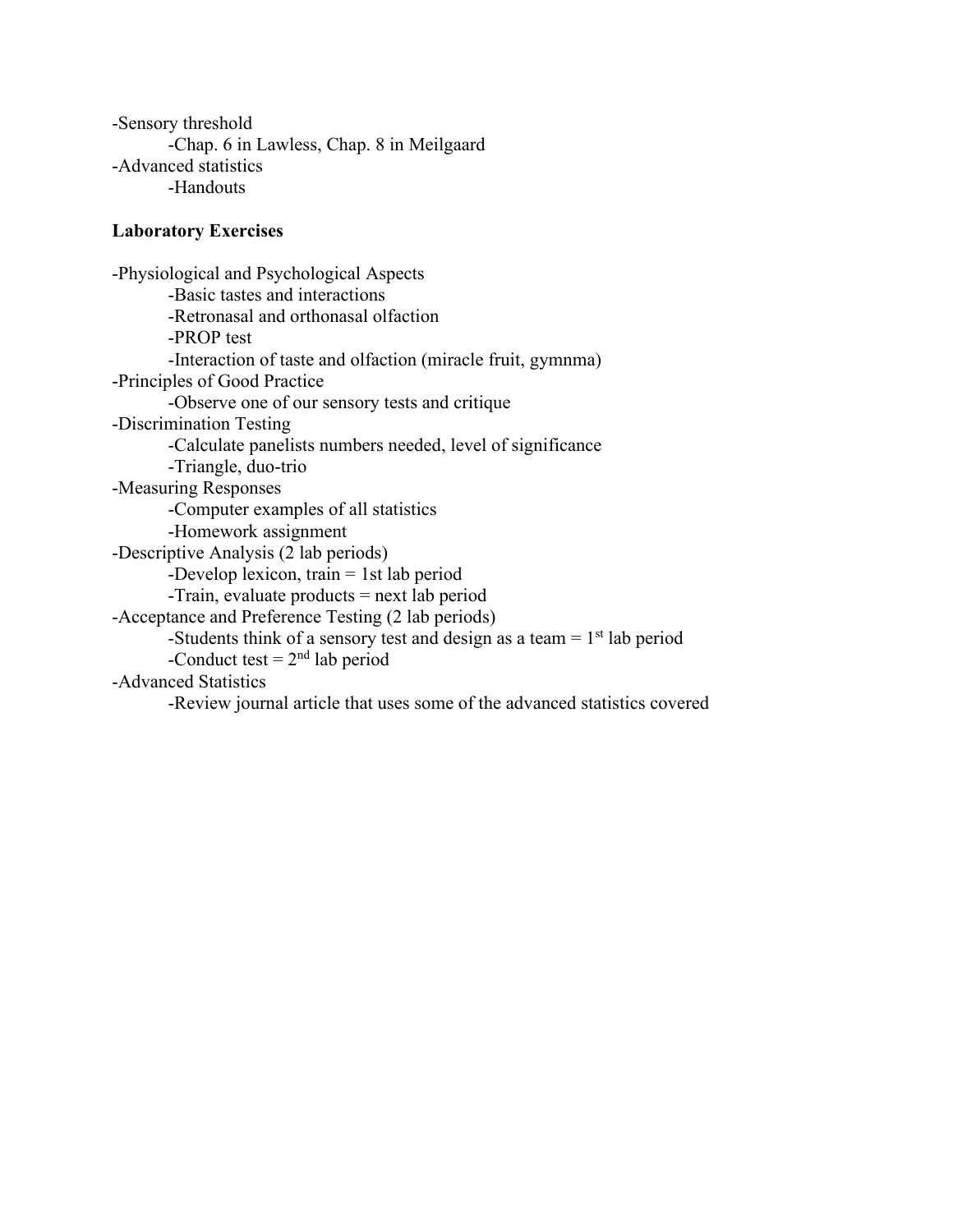- Sensory threshold
  - Chap. 6 in Lawless, Chap. 8 in Meilgaard
- Advanced statistics
  - Handouts

**Laboratory Exercises**

- Physiological and Psychological Aspects
  - Basic tastes and interactions
  - Retronasal and orthonasal olfaction
  - PROP test
  - Interaction of taste and olfaction (miracle fruit, gymnma)
- Principles of Good Practice
  - Observe one of our sensory tests and critique
- Discrimination Testing
  - Calculate panelists numbers needed, level of significance
  - Triangle, duo-trio
- Measuring Responses
  - Computer examples of all statistics
  - Homework assignment
- Descriptive Analysis (2 lab periods)
  - Develop lexicon, train = 1st lab period
  - Train, evaluate products = next lab period
- Acceptance and Preference Testing (2 lab periods)
  - Students think of a sensory test and design as a team = 1st lab period
  - Conduct test = 2nd lab period
- Advanced Statistics
  - Review journal article that uses some of the advanced statistics covered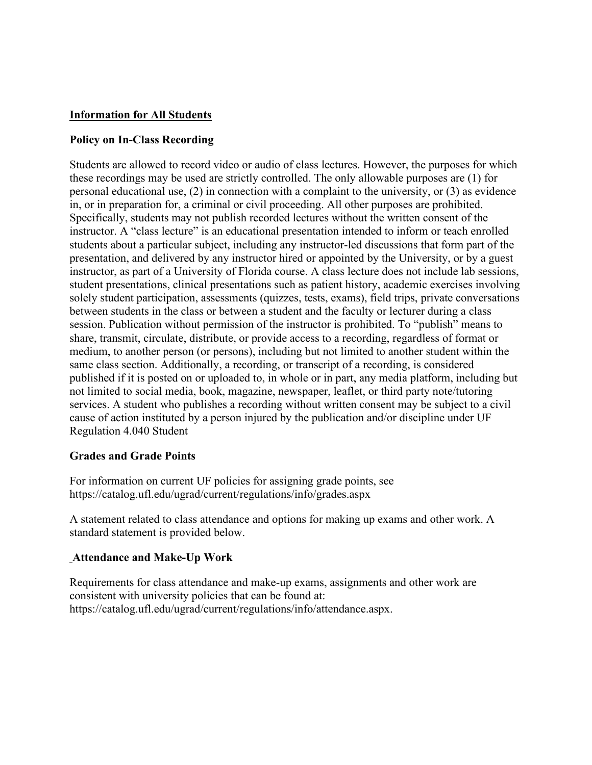## Information for All Students

### Policy on In-Class Recording

Students are allowed to record video or audio of class lectures. However, the purposes for which these recordings may be used are strictly controlled. The only allowable purposes are (1) for personal educational use, (2) in connection with a complaint to the university, or (3) as evidence in, or in preparation for, a criminal or civil proceeding. All other purposes are prohibited. Specifically, students may not publish recorded lectures without the written consent of the instructor. A "class lecture" is an educational presentation intended to inform or teach enrolled students about a particular subject, including any instructor-led discussions that form part of the presentation, and delivered by any instructor hired or appointed by the University, or by a guest instructor, as part of a University of Florida course. A class lecture does not include lab sessions, student presentations, clinical presentations such as patient history, academic exercises involving solely student participation, assessments (quizzes, tests, exams), field trips, private conversations between students in the class or between a student and the faculty or lecturer during a class session. Publication without permission of the instructor is prohibited. To "publish" means to share, transmit, circulate, distribute, or provide access to a recording, regardless of format or medium, to another person (or persons), including but not limited to another student within the same class section. Additionally, a recording, or transcript of a recording, is considered published if it is posted on or uploaded to, in whole or in part, any media platform, including but not limited to social media, book, magazine, newspaper, leaflet, or third party note/tutoring services. A student who publishes a recording without written consent may be subject to a civil cause of action instituted by a person injured by the publication and/or discipline under UF Regulation 4.040 Student

### Grades and Grade Points

For information on current UF policies for assigning grade points, see https://catalog.ufl.edu/ugrad/current/regulations/info/grades.aspx

A statement related to class attendance and options for making up exams and other work. A standard statement is provided below.

### Attendance and Make-Up Work

Requirements for class attendance and make-up exams, assignments and other work are consistent with university policies that can be found at: https://catalog.ufl.edu/ugrad/current/regulations/info/attendance.aspx.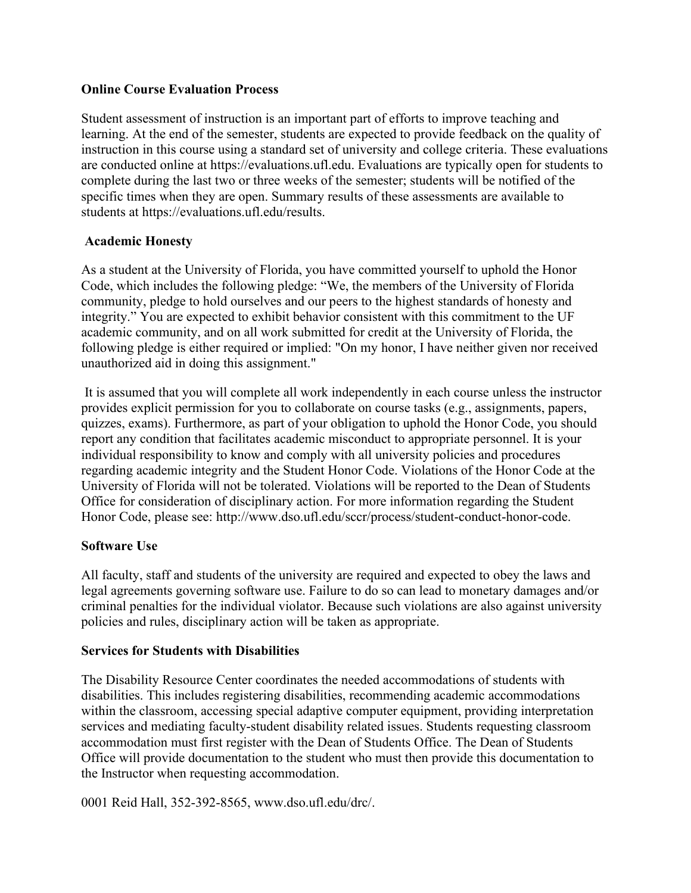**Online Course Evaluation Process**

Student assessment of instruction is an important part of efforts to improve teaching and learning. At the end of the semester, students are expected to provide feedback on the quality of instruction in this course using a standard set of university and college criteria. These evaluations are conducted online at https://evaluations.ufl.edu. Evaluations are typically open for students to complete during the last two or three weeks of the semester; students will be notified of the specific times when they are open. Summary results of these assessments are available to students at https://evaluations.ufl.edu/results.

**Academic Honesty**

As a student at the University of Florida, you have committed yourself to uphold the Honor Code, which includes the following pledge: "We, the members of the University of Florida community, pledge to hold ourselves and our peers to the highest standards of honesty and integrity." You are expected to exhibit behavior consistent with this commitment to the UF academic community, and on all work submitted for credit at the University of Florida, the following pledge is either required or implied: "On my honor, I have neither given nor received unauthorized aid in doing this assignment."

It is assumed that you will complete all work independently in each course unless the instructor provides explicit permission for you to collaborate on course tasks (e.g., assignments, papers, quizzes, exams). Furthermore, as part of your obligation to uphold the Honor Code, you should report any condition that facilitates academic misconduct to appropriate personnel. It is your individual responsibility to know and comply with all university policies and procedures regarding academic integrity and the Student Honor Code. Violations of the Honor Code at the University of Florida will not be tolerated. Violations will be reported to the Dean of Students Office for consideration of disciplinary action. For more information regarding the Student Honor Code, please see: http://www.dso.ufl.edu/sccr/process/student-conduct-honor-code.

**Software Use**

All faculty, staff and students of the university are required and expected to obey the laws and legal agreements governing software use. Failure to do so can lead to monetary damages and/or criminal penalties for the individual violator. Because such violations are also against university policies and rules, disciplinary action will be taken as appropriate.

**Services for Students with Disabilities**

The Disability Resource Center coordinates the needed accommodations of students with disabilities. This includes registering disabilities, recommending academic accommodations within the classroom, accessing special adaptive computer equipment, providing interpretation services and mediating faculty-student disability related issues. Students requesting classroom accommodation must first register with the Dean of Students Office. The Dean of Students Office will provide documentation to the student who must then provide this documentation to the Instructor when requesting accommodation.

0001 Reid Hall, 352-392-8565, www.dso.ufl.edu/drc/.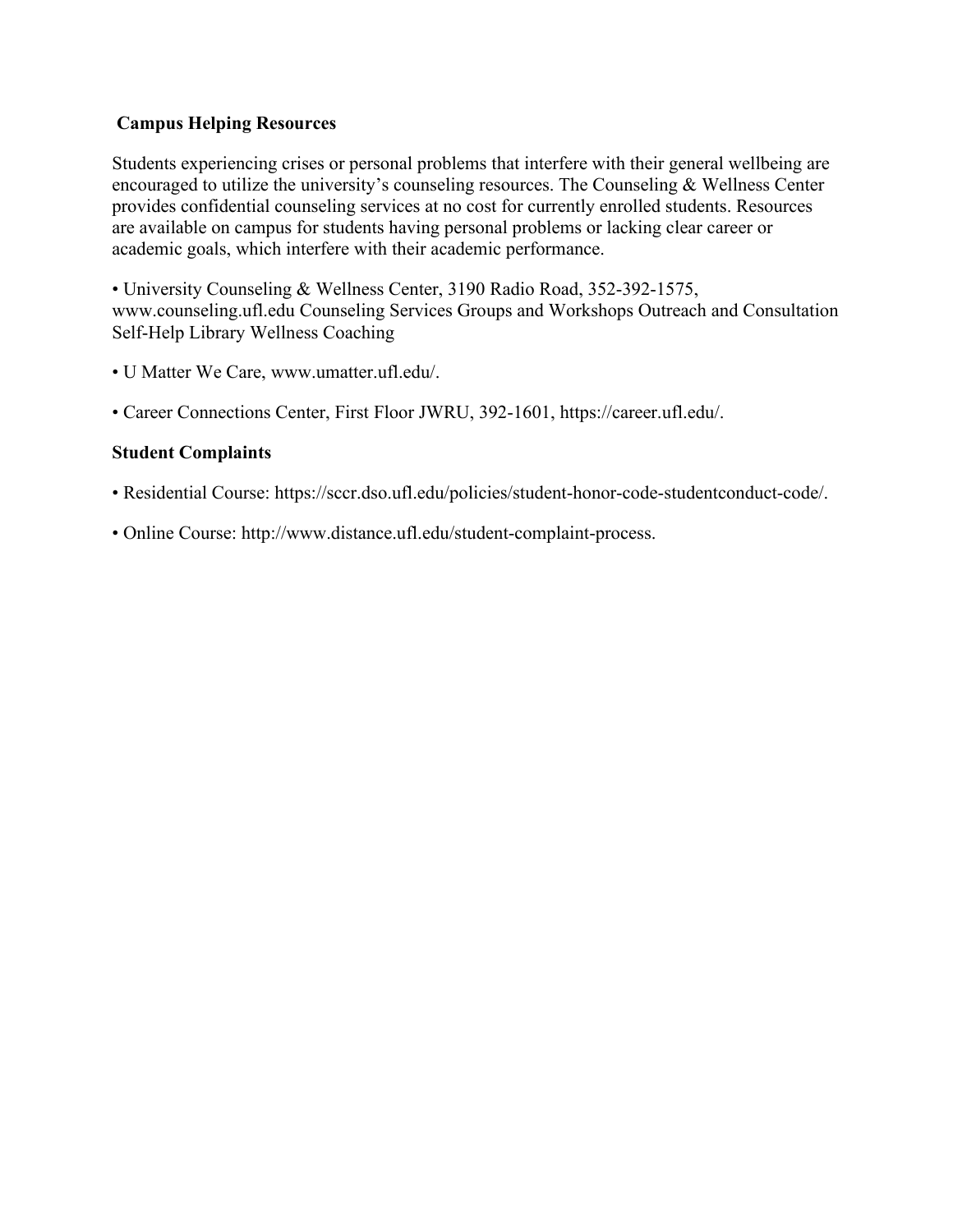**Campus Helping Resources**

Students experiencing crises or personal problems that interfere with their general wellbeing are encouraged to utilize the university's counseling resources. The Counseling & Wellness Center provides confidential counseling services at no cost for currently enrolled students. Resources are available on campus for students having personal problems or lacking clear career or academic goals, which interfere with their academic performance.

• University Counseling & Wellness Center, 3190 Radio Road, 352-392-1575, www.counseling.ufl.edu Counseling Services Groups and Workshops Outreach and Consultation Self-Help Library Wellness Coaching

• U Matter We Care, www.umatter.ufl.edu/.

• Career Connections Center, First Floor JWRU, 392-1601, https://career.ufl.edu/.

**Student Complaints**

• Residential Course: https://sccr.dso.ufl.edu/policies/student-honor-code-studentconduct-code/.

• Online Course: http://www.distance.ufl.edu/student-complaint-process.